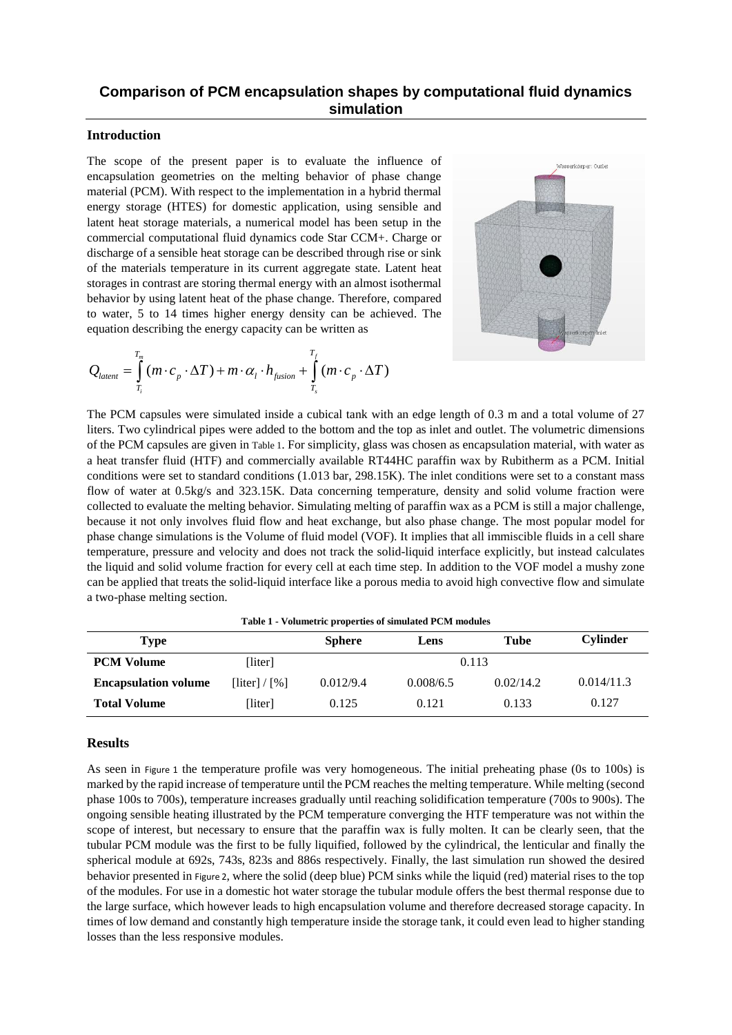# Comparison of PCM encapsulation shapes by computational fluid dynamics simulation

## Introduction

The scope of the present paper is to evaluate the influence of encapsulation geometries on the melting behavior of phase change material (PCM). With respect to the implementation in a hybrid thermal energy storage (HTES) for domestic application, using sensible and latent heat storage materials, a numerical model has been setup in the commercial computational fluid dynamics code Star CCM+. Charge or discharge of a sensible heat storage can be described through rise or sink of the materials temperature in its current aggregate state. Latent heat storages in contrast are storing thermal energy with an almost isothermal behavior by using latent heat of the phase change. Therefore, compared to water, 5 to 14 times higher energy density can be achieved. The equation describing the energy capacity can be written as

$$Q_{latent} = \int_{T_i}^{T_m} (m \cdot c_p \cdot \Delta T) + m \cdot \alpha_l \cdot h_{fusion} + \int_{T_s}^{T_f} (m \cdot c_p \cdot \Delta T)$$

The PCM capsules were simulated inside a cubical tank with an edge length of 0.3 m and a total volume of 27 liters. Two cylindrical pipes were added to the bottom and the top as inlet and outlet. The volumetric dimensions of the PCM capsules are given in Table 1. For simplicity, glass was chosen as encapsulation material, with water as a heat transfer fluid (HTF) and commercially available RT44HC paraffin wax by Rubitherm as a PCM. Initial conditions were set to standard conditions (1.013 bar, 298.15K). The inlet conditions were set to a constant mass flow of water at 0.5kg/s and 323.15K. Data concerning temperature, density and solid volume fraction were collected to evaluate the melting behavior. Simulating melting of paraffin wax as a PCM is still a major challenge, because it not only involves fluid flow and heat exchange, but also phase change. The most popular model for phase change simulations is the Volume of fluid model (VOF). It implies that all immiscible fluids in a cell share temperature, pressure and velocity and does not track the solid-liquid interface explicitly, but instead calculates the liquid and solid volume fraction for every cell at each time step. In addition to the VOF model a mushy zone can be applied that treats the solid-liquid interface like a porous media to avoid high convective flow and simulate a two-phase melting section.

**Table 1 - Volumetric properties of simulated PCM modules**

| Type | | Sphere | Lens | Tube | Cylinder |
|---|---|---|---|---|---|
| **PCM Volume** | [liter] | 0.113 | | | |
| **Encapsulation volume** | [liter] / [%] | 0.012/9.4 | 0.008/6.5 | 0.02/14.2 | 0.014/11.3 |
| **Total Volume** | [liter] | 0.125 | 0.121 | 0.133 | 0.127 |

## Results

As seen in Figure 1 the temperature profile was very homogeneous. The initial preheating phase (0s to 100s) is marked by the rapid increase of temperature until the PCM reaches the melting temperature. While melting (second phase 100s to 700s), temperature increases gradually until reaching solidification temperature (700s to 900s). The ongoing sensible heating illustrated by the PCM temperature converging the HTF temperature was not within the scope of interest, but necessary to ensure that the paraffin wax is fully molten. It can be clearly seen, that the tubular PCM module was the first to be fully liquified, followed by the cylindrical, the lenticular and finally the spherical module at 692s, 743s, 823s and 886s respectively. Finally, the last simulation run showed the desired behavior presented in Figure 2, where the solid (deep blue) PCM sinks while the liquid (red) material rises to the top of the modules. For use in a domestic hot water storage the tubular module offers the best thermal response due to the large surface, which however leads to high encapsulation volume and therefore decreased storage capacity. In times of low demand and constantly high temperature inside the storage tank, it could even lead to higher standing losses than the less responsive modules.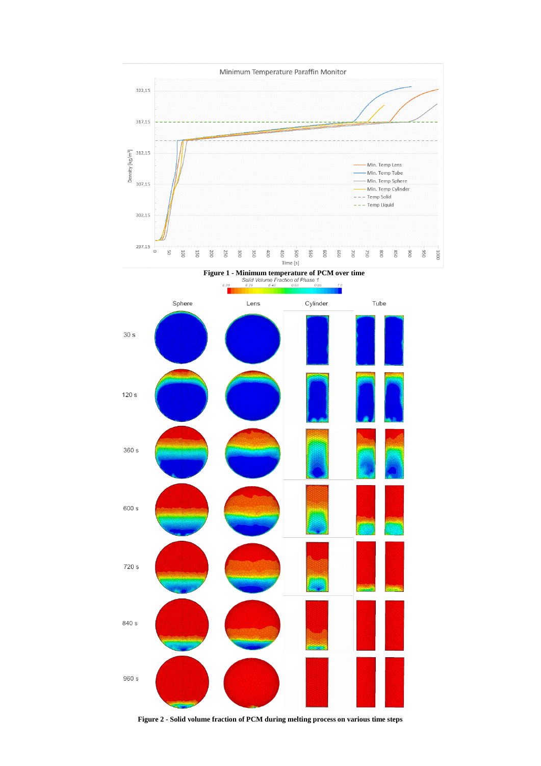Minimum Temperature Paraffin Monitor

322,15
317,15
312,15
307,15
302,15
297,15

Density [kg/m³]

0 50 100 150 200 250 300 350 400 450 500 550 600 650 700 750 800 850 900 950 1000

Time [s]

Min. Temp Lens
Min. Temp Tube
Min. Temp Sphere
Min. Temp Cylinder
Temp Solid
Temp Liquid

**Figure 1 - Minimum temperature of PCM over time**

Solid Volume Fraction of Phase 1

0.00 0.20 0.40 0.60 0.80 1.0

Sphere Lens Cylinder Tube

30 s
120 s
360 s
600 s
720 s
840 s
960 s

**Figure 2 - Solid volume fraction of PCM during melting process on various time steps**